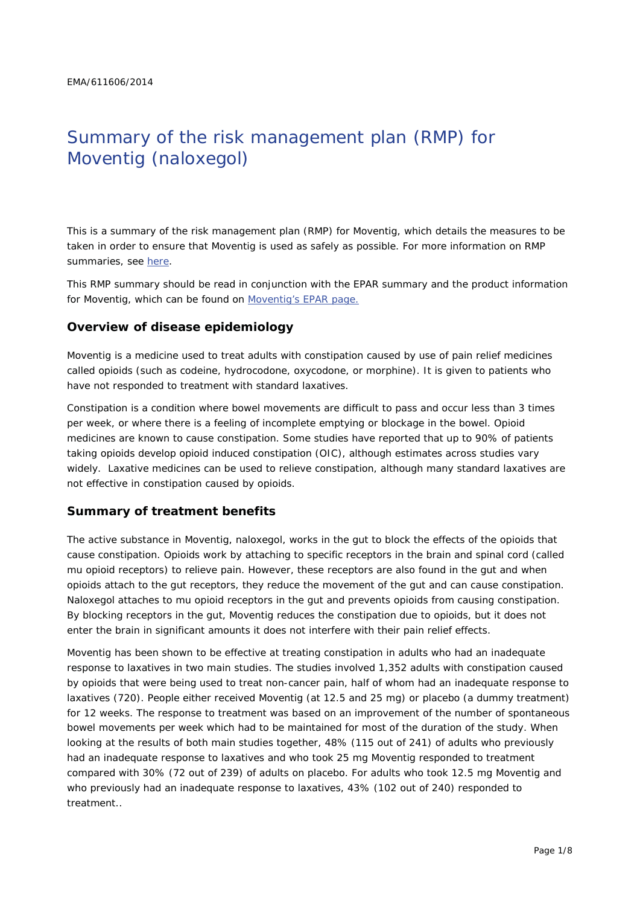EMA/611606/2014

# Summary of the risk management plan (RMP) for Moventig (naloxegol)

This is a summary of the risk management plan (RMP) for Moventig, which details the measures to be taken in order to ensure that Moventig is used as safely as possible. For more information on RMP summaries, see here.

This RMP summary should be read in conjunction with the EPAR summary and the product information for Moventig, which can be found on Moventig's EPAR page.

## Overview of disease epidemiology

Moventig is a medicine used to treat adults with constipation caused by use of pain relief medicines called opioids (such as codeine, hydrocodone, oxycodone, or morphine). It is given to patients who have not responded to treatment with standard laxatives.

Constipation is a condition where bowel movements are difficult to pass and occur less than 3 times per week, or where there is a feeling of incomplete emptying or blockage in the bowel. Opioid medicines are known to cause constipation. Some studies have reported that up to 90% of patients taking opioids develop opioid induced constipation (OIC), although estimates across studies vary widely. Laxative medicines can be used to relieve constipation, although many standard laxatives are not effective in constipation caused by opioids.

## Summary of treatment benefits

The active substance in Moventig, naloxegol, works in the gut to block the effects of the opioids that cause constipation. Opioids work by attaching to specific receptors in the brain and spinal cord (called mu opioid receptors) to relieve pain. However, these receptors are also found in the gut and when opioids attach to the gut receptors, they reduce the movement of the gut and can cause constipation. Naloxegol attaches to mu opioid receptors in the gut and prevents opioids from causing constipation. By blocking receptors in the gut, Moventig reduces the constipation due to opioids, but it does not enter the brain in significant amounts it does not interfere with their pain relief effects.

Moventig has been shown to be effective at treating constipation in adults who had an inadequate response to laxatives in two main studies. The studies involved 1,352 adults with constipation caused by opioids that were being used to treat non-cancer pain, half of whom had an inadequate response to laxatives (720). People either received Moventig (at 12.5 and 25 mg) or placebo (a dummy treatment) for 12 weeks. The response to treatment was based on an improvement of the number of spontaneous bowel movements per week which had to be maintained for most of the duration of the study. When looking at the results of both main studies together, 48% (115 out of 241) of adults who previously had an inadequate response to laxatives and who took 25 mg Moventig responded to treatment compared with 30% (72 out of 239) of adults on placebo. For adults who took 12.5 mg Moventig and who previously had an inadequate response to laxatives, 43% (102 out of 240) responded to treatment..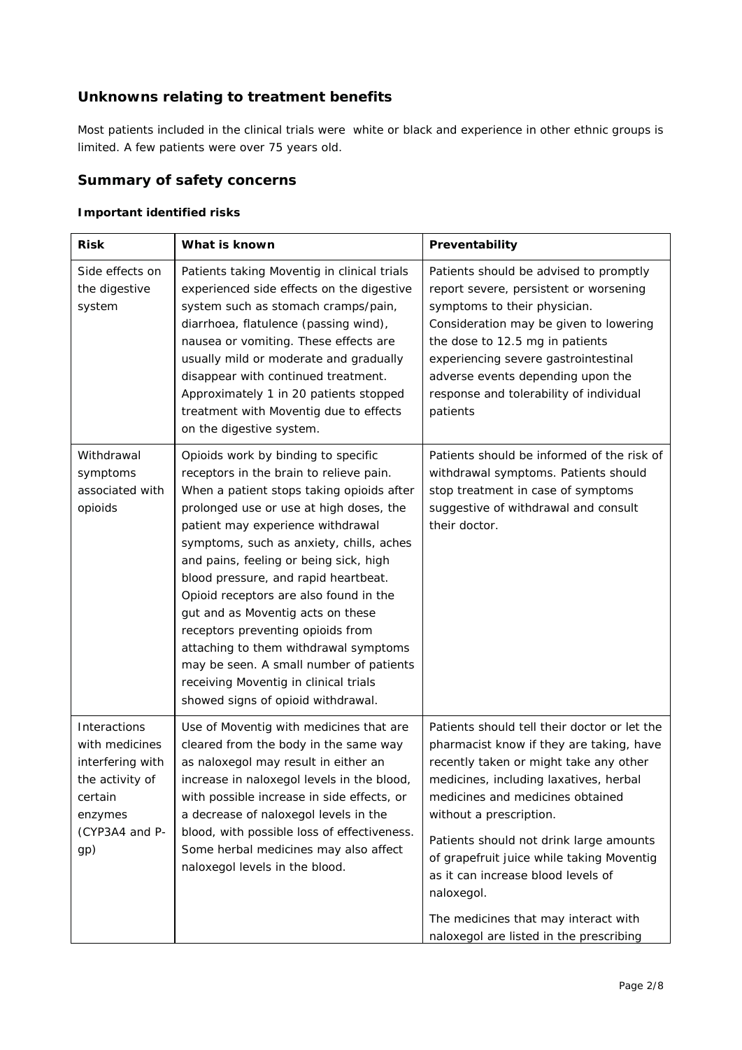## Unknowns relating to treatment benefits

Most patients included in the clinical trials were white or black and experience in other ethnic groups is limited. A few patients were over 75 years old.

## Summary of safety concerns

### Important identified risks

| Risk | What is known | Preventability |
|---|---|---|
| Side effects on the digestive system | Patients taking Moventig in clinical trials experienced side effects on the digestive system such as stomach cramps/pain, diarrhoea, flatulence (passing wind), nausea or vomiting. These effects are usually mild or moderate and gradually disappear with continued treatment. Approximately 1 in 20 patients stopped treatment with Moventig due to effects on the digestive system. | Patients should be advised to promptly report severe, persistent or worsening symptoms to their physician. Consideration may be given to lowering the dose to 12.5 mg in patients experiencing severe gastrointestinal adverse events depending upon the response and tolerability of individual patients |
| Withdrawal symptoms associated with opioids | Opioids work by binding to specific receptors in the brain to relieve pain. When a patient stops taking opioids after prolonged use or use at high doses, the patient may experience withdrawal symptoms, such as anxiety, chills, aches and pains, feeling or being sick, high blood pressure, and rapid heartbeat. Opioid receptors are also found in the gut and as Moventig acts on these receptors preventing opioids from attaching to them withdrawal symptoms may be seen. A small number of patients receiving Moventig in clinical trials showed signs of opioid withdrawal. | Patients should be informed of the risk of withdrawal symptoms. Patients should stop treatment in case of symptoms suggestive of withdrawal and consult their doctor. |
| Interactions with medicines interfering with the activity of certain enzymes (CYP3A4 and P-gp) | Use of Moventig with medicines that are cleared from the body in the same way as naloxegol may result in either an increase in naloxegol levels in the blood, with possible increase in side effects, or a decrease of naloxegol levels in the blood, with possible loss of effectiveness. Some herbal medicines may also affect naloxegol levels in the blood. | Patients should tell their doctor or let the pharmacist know if they are taking, have recently taken or might take any other medicines, including laxatives, herbal medicines and medicines obtained without a prescription.<br><br>Patients should not drink large amounts of grapefruit juice while taking Moventig as it can increase blood levels of naloxegol.<br><br>The medicines that may interact with naloxegol are listed in the prescribing |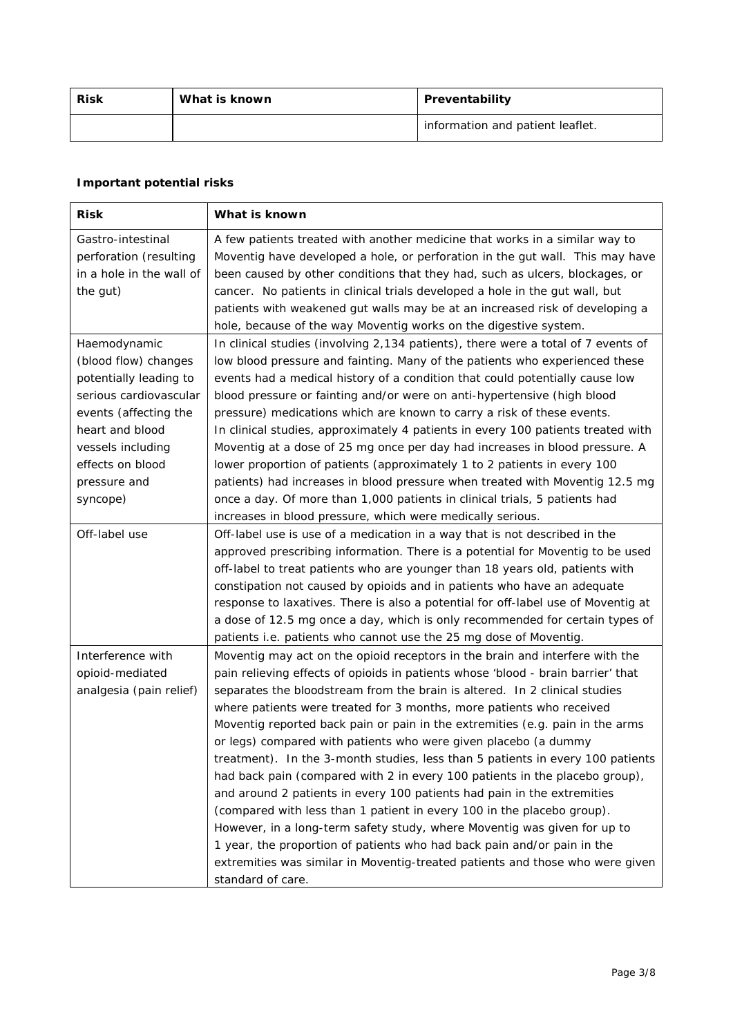| Risk | What is known | Preventability |
|---|---|---|
| | | information and patient leaflet. |

**Important potential risks**

| Risk | What is known |
|---|---|
| Gastro-intestinal perforation (resulting in a hole in the wall of the gut) | A few patients treated with another medicine that works in a similar way to Moventig have developed a hole, or perforation in the gut wall. This may have been caused by other conditions that they had, such as ulcers, blockages, or cancer. No patients in clinical trials developed a hole in the gut wall, but patients with weakened gut walls may be at an increased risk of developing a hole, because of the way Moventig works on the digestive system. |
| Haemodynamic (blood flow) changes potentially leading to serious cardiovascular events (affecting the heart and blood vessels including effects on blood pressure and syncope) | In clinical studies (involving 2,134 patients), there were a total of 7 events of low blood pressure and fainting. Many of the patients who experienced these events had a medical history of a condition that could potentially cause low blood pressure or fainting and/or were on anti-hypertensive (high blood pressure) medications which are known to carry a risk of these events. In clinical studies, approximately 4 patients in every 100 patients treated with Moventig at a dose of 25 mg once per day had increases in blood pressure. A lower proportion of patients (approximately 1 to 2 patients in every 100 patients) had increases in blood pressure when treated with Moventig 12.5 mg once a day. Of more than 1,000 patients in clinical trials, 5 patients had increases in blood pressure, which were medically serious. |
| Off-label use | Off-label use is use of a medication in a way that is not described in the approved prescribing information. There is a potential for Moventig to be used off-label to treat patients who are younger than 18 years old, patients with constipation not caused by opioids and in patients who have an adequate response to laxatives. There is also a potential for off-label use of Moventig at a dose of 12.5 mg once a day, which is only recommended for certain types of patients i.e. patients who cannot use the 25 mg dose of Moventig. |
| Interference with opioid-mediated analgesia (pain relief) | Moventig may act on the opioid receptors in the brain and interfere with the pain relieving effects of opioids in patients whose 'blood - brain barrier' that separates the bloodstream from the brain is altered. In 2 clinical studies where patients were treated for 3 months, more patients who received Moventig reported back pain or pain in the extremities (e.g. pain in the arms or legs) compared with patients who were given placebo (a dummy treatment). In the 3-month studies, less than 5 patients in every 100 patients had back pain (compared with 2 in every 100 patients in the placebo group), and around 2 patients in every 100 patients had pain in the extremities (compared with less than 1 patient in every 100 in the placebo group). However, in a long-term safety study, where Moventig was given for up to 1 year, the proportion of patients who had back pain and/or pain in the extremities was similar in Moventig-treated patients and those who were given standard of care. |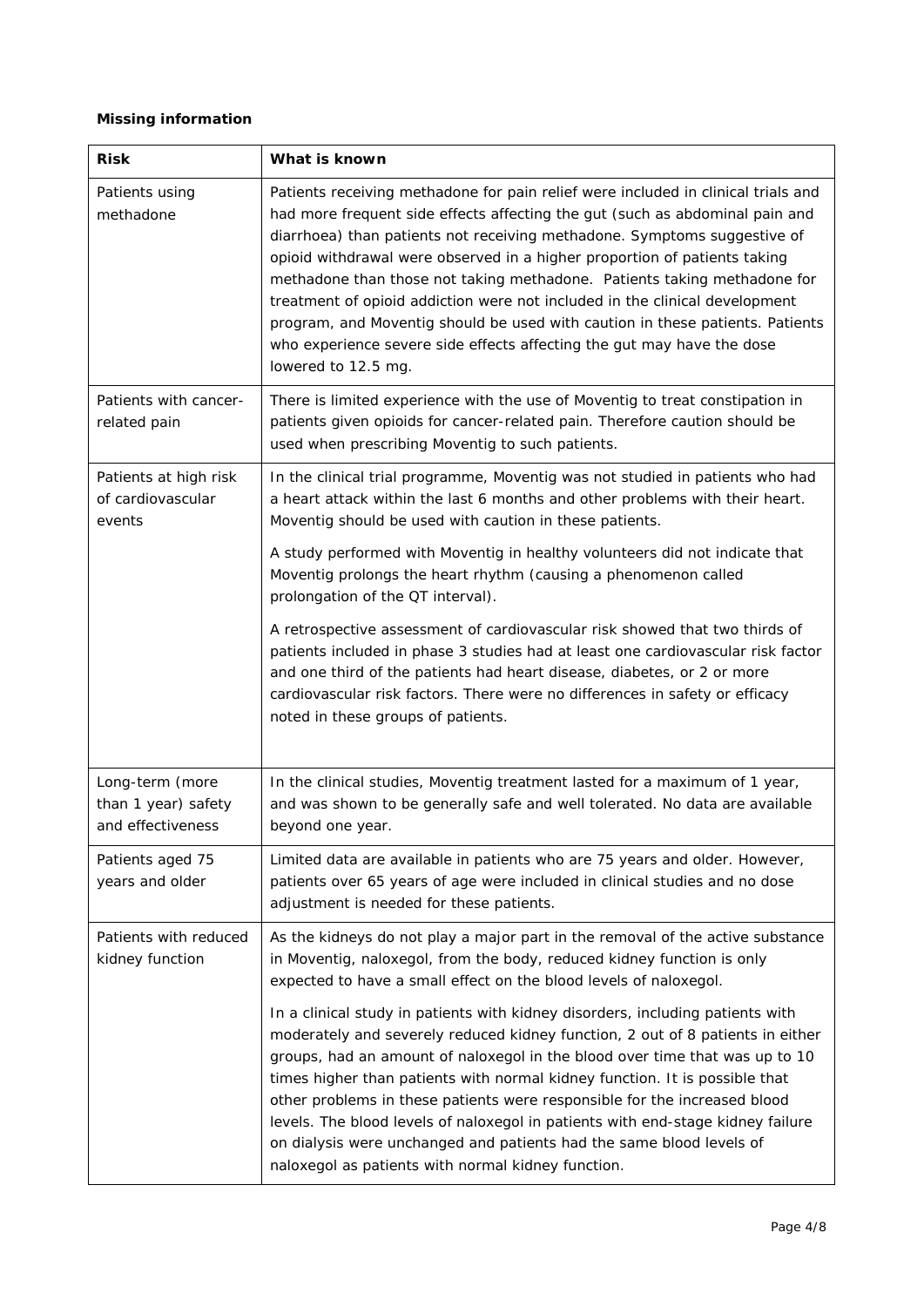**Missing information**

| Risk | What is known |
|---|---|
| Patients using methadone | Patients receiving methadone for pain relief were included in clinical trials and had more frequent side effects affecting the gut (such as abdominal pain and diarrhoea) than patients not receiving methadone. Symptoms suggestive of opioid withdrawal were observed in a higher proportion of patients taking methadone than those not taking methadone. Patients taking methadone for treatment of opioid addiction were not included in the clinical development program, and Moventig should be used with caution in these patients. Patients who experience severe side effects affecting the gut may have the dose lowered to 12.5 mg. |
| Patients with cancer-related pain | There is limited experience with the use of Moventig to treat constipation in patients given opioids for cancer-related pain. Therefore caution should be used when prescribing Moventig to such patients. |
| Patients at high risk of cardiovascular events | In the clinical trial programme, Moventig was not studied in patients who had a heart attack within the last 6 months and other problems with their heart. Moventig should be used with caution in these patients.<br><br>A study performed with Moventig in healthy volunteers did not indicate that Moventig prolongs the heart rhythm (causing a phenomenon called prolongation of the QT interval).<br><br>A retrospective assessment of cardiovascular risk showed that two thirds of patients included in phase 3 studies had at least one cardiovascular risk factor and one third of the patients had heart disease, diabetes, or 2 or more cardiovascular risk factors. There were no differences in safety or efficacy noted in these groups of patients. |
| Long-term (more than 1 year) safety and effectiveness | In the clinical studies, Moventig treatment lasted for a maximum of 1 year, and was shown to be generally safe and well tolerated. No data are available beyond one year. |
| Patients aged 75 years and older | Limited data are available in patients who are 75 years and older. However, patients over 65 years of age were included in clinical studies and no dose adjustment is needed for these patients. |
| Patients with reduced kidney function | As the kidneys do not play a major part in the removal of the active substance in Moventig, naloxegol, from the body, reduced kidney function is only expected to have a small effect on the blood levels of naloxegol.<br><br>In a clinical study in patients with kidney disorders, including patients with moderately and severely reduced kidney function, 2 out of 8 patients in either groups, had an amount of naloxegol in the blood over time that was up to 10 times higher than patients with normal kidney function. It is possible that other problems in these patients were responsible for the increased blood levels. The blood levels of naloxegol in patients with end-stage kidney failure on dialysis were unchanged and patients had the same blood levels of naloxegol as patients with normal kidney function. |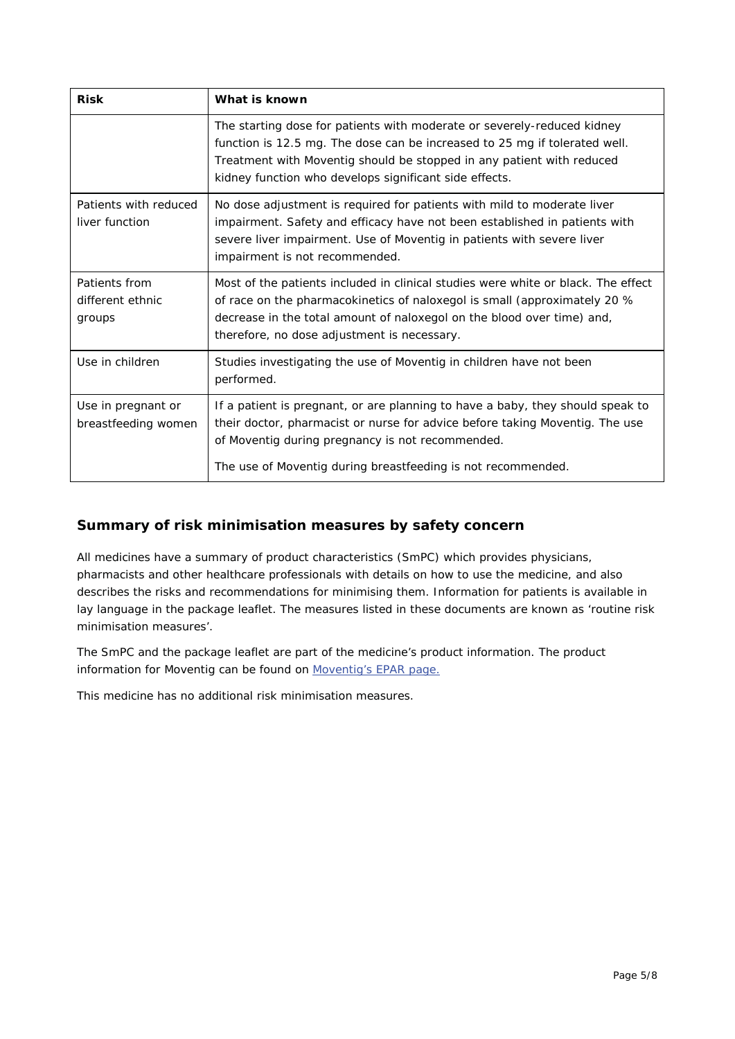| Risk | What is known |
|---|---|
| | The starting dose for patients with moderate or severely-reduced kidney function is 12.5 mg. The dose can be increased to 25 mg if tolerated well. Treatment with Moventig should be stopped in any patient with reduced kidney function who develops significant side effects. |
| Patients with reduced liver function | No dose adjustment is required for patients with mild to moderate liver impairment. Safety and efficacy have not been established in patients with severe liver impairment. Use of Moventig in patients with severe liver impairment is not recommended. |
| Patients from different ethnic groups | Most of the patients included in clinical studies were white or black. The effect of race on the pharmacokinetics of naloxegol is small (approximately 20 % decrease in the total amount of naloxegol on the blood over time) and, therefore, no dose adjustment is necessary. |
| Use in children | Studies investigating the use of Moventig in children have not been performed. |
| Use in pregnant or breastfeeding women | If a patient is pregnant, or are planning to have a baby, they should speak to their doctor, pharmacist or nurse for advice before taking Moventig. The use of Moventig during pregnancy is not recommended.<br><br>The use of Moventig during breastfeeding is not recommended. |

## Summary of risk minimisation measures by safety concern

All medicines have a summary of product characteristics (SmPC) which provides physicians, pharmacists and other healthcare professionals with details on how to use the medicine, and also describes the risks and recommendations for minimising them. Information for patients is available in lay language in the package leaflet. The measures listed in these documents are known as 'routine risk minimisation measures'.

The SmPC and the package leaflet are part of the medicine's product information. The product information for Moventig can be found on [Moventig's EPAR page.](#)

This medicine has no additional risk minimisation measures.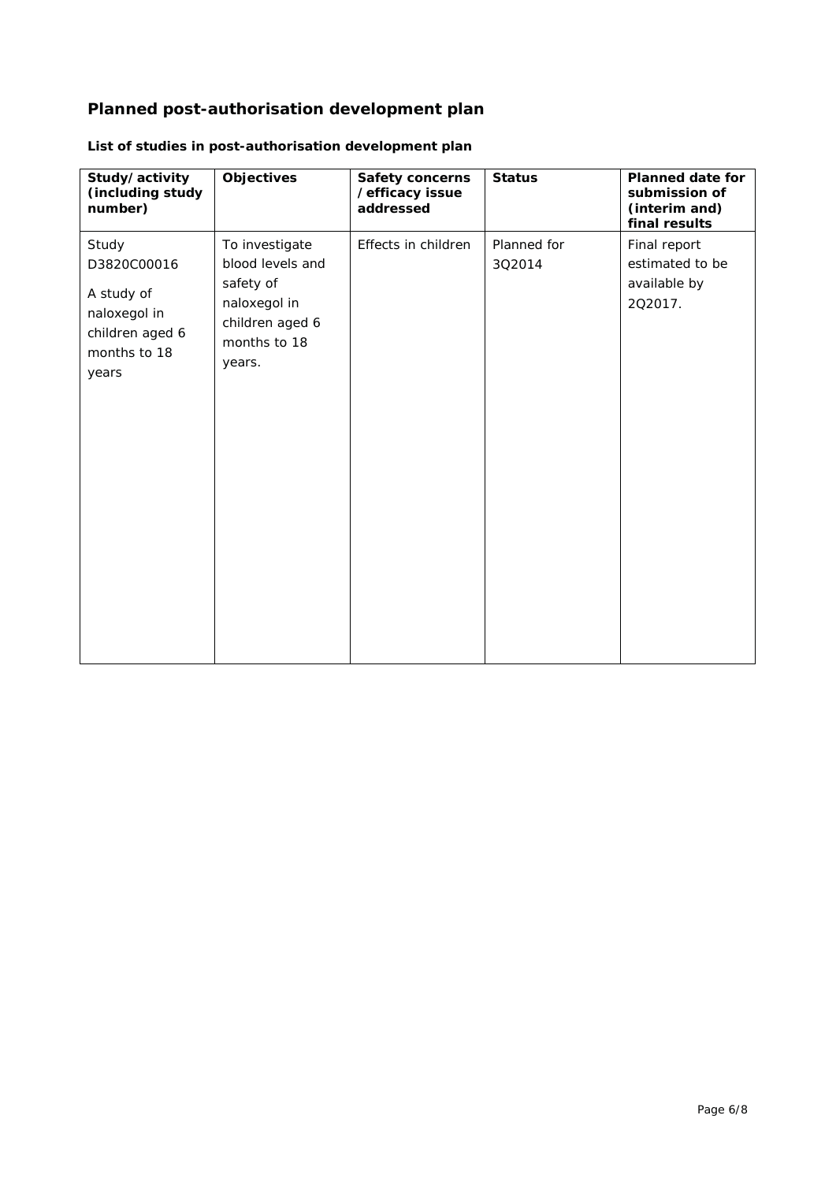## Planned post-authorisation development plan

### List of studies in post-authorisation development plan

| Study/activity (including study number) | Objectives | Safety concerns /efficacy issue addressed | Status | Planned date for submission of (interim and) final results |
|---|---|---|---|---|
| Study D3820C00016 A study of naloxegol in children aged 6 months to 18 years | To investigate blood levels and safety of naloxegol in children aged 6 months to 18 years. | Effects in children | Planned for 3Q2014 | Final report estimated to be available by 2Q2017. |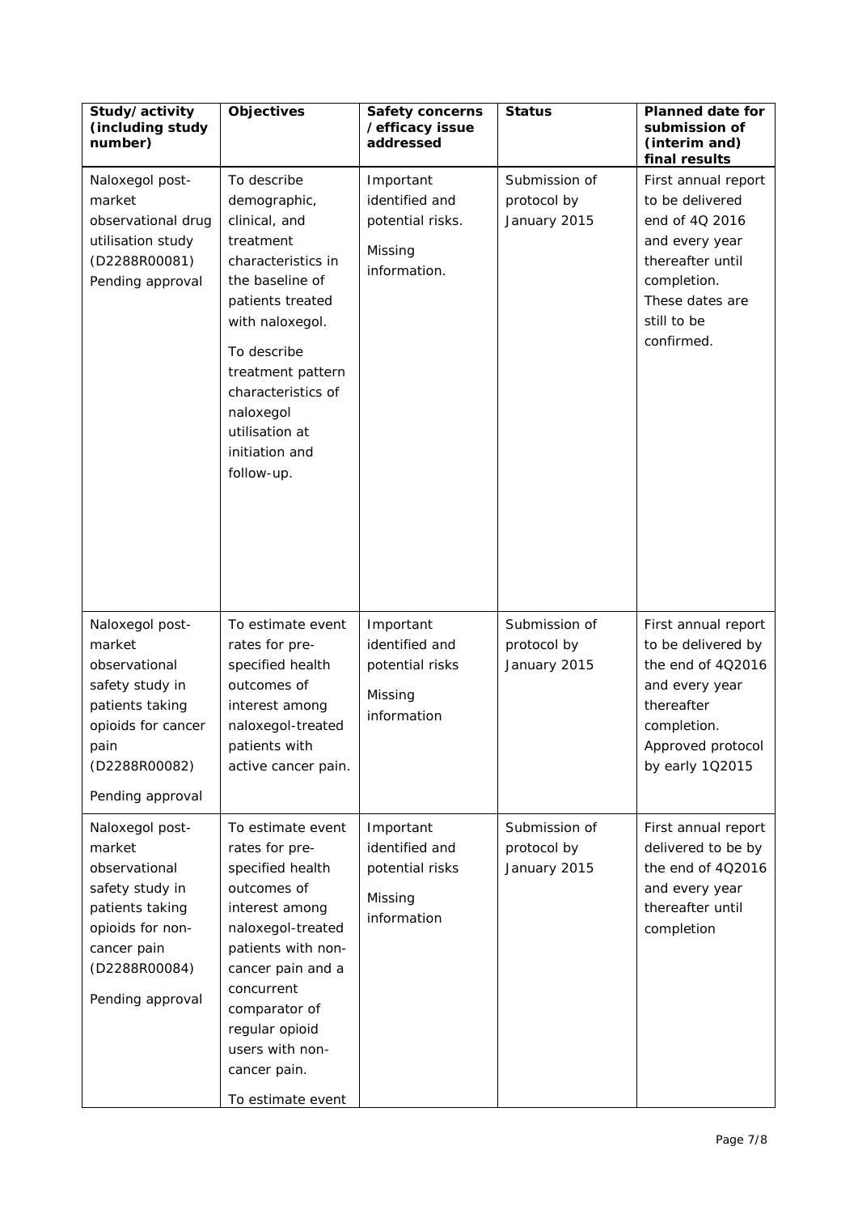| Study/activity (including study number) | Objectives | Safety concerns /efficacy issue addressed | Status | Planned date for submission of (interim and) final results |
|---|---|---|---|---|
| Naloxegol post-market observational drug utilisation study (D2288R00081) Pending approval | To describe demographic, clinical, and treatment characteristics in the baseline of patients treated with naloxegol. To describe treatment pattern characteristics of naloxegol utilisation at initiation and follow-up. | Important identified and potential risks. Missing information. | Submission of protocol by January 2015 | First annual report to be delivered end of 4Q 2016 and every year thereafter until completion. These dates are still to be confirmed. |
| Naloxegol post-market observational safety study in patients taking opioids for cancer pain (D2288R00082) Pending approval | To estimate event rates for pre-specified health outcomes of interest among naloxegol-treated patients with active cancer pain. | Important identified and potential risks Missing information | Submission of protocol by January 2015 | First annual report to be delivered by the end of 4Q2016 and every year thereafter completion. Approved protocol by early 1Q2015 |
| Naloxegol post-market observational safety study in patients taking opioids for non-cancer pain (D2288R00084) Pending approval | To estimate event rates for pre-specified health outcomes of interest among naloxegol-treated patients with non-cancer pain and a concurrent comparator of regular opioid users with non-cancer pain. To estimate event | Important identified and potential risks Missing information | Submission of protocol by January 2015 | First annual report delivered to be by the end of 4Q2016 and every year thereafter until completion |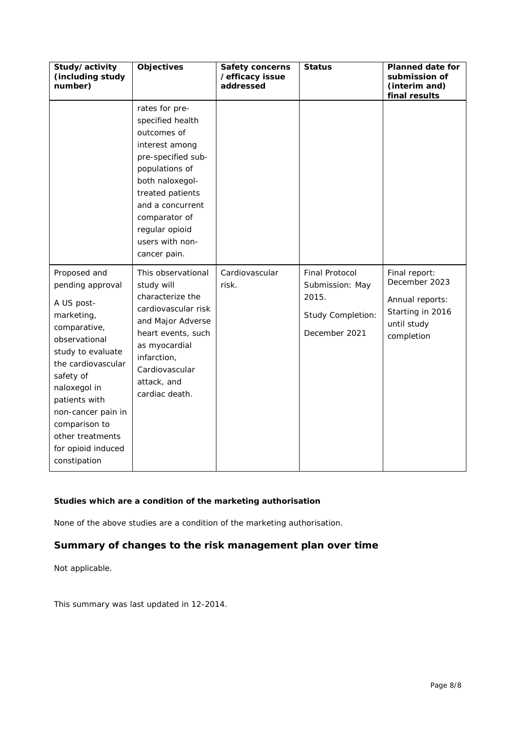| Study/activity (including study number) | Objectives | Safety concerns /efficacy issue addressed | Status | Planned date for submission of (interim and) final results |
|---|---|---|---|---|
| | rates for pre-specified health outcomes of interest among pre-specified sub-populations of both naloxegol-treated patients and a concurrent comparator of regular opioid users with non-cancer pain. | | | |
| Proposed and pending approval<br><br>A US post-marketing, comparative, observational study to evaluate the cardiovascular safety of naloxegol in patients with non-cancer pain in comparison to other treatments for opioid induced constipation | This observational study will characterize the cardiovascular risk and Major Adverse heart events, such as myocardial infarction, Cardiovascular attack, and cardiac death. | Cardiovascular risk. | Final Protocol Submission: May 2015.<br><br>Study Completion: December 2021 | Final report: December 2023<br><br>Annual reports: Starting in 2016 until study completion |

**Studies which are a condition of the marketing authorisation**

None of the above studies are a condition of the marketing authorisation.

## Summary of changes to the risk management plan over time

Not applicable.

This summary was last updated in 12-2014.